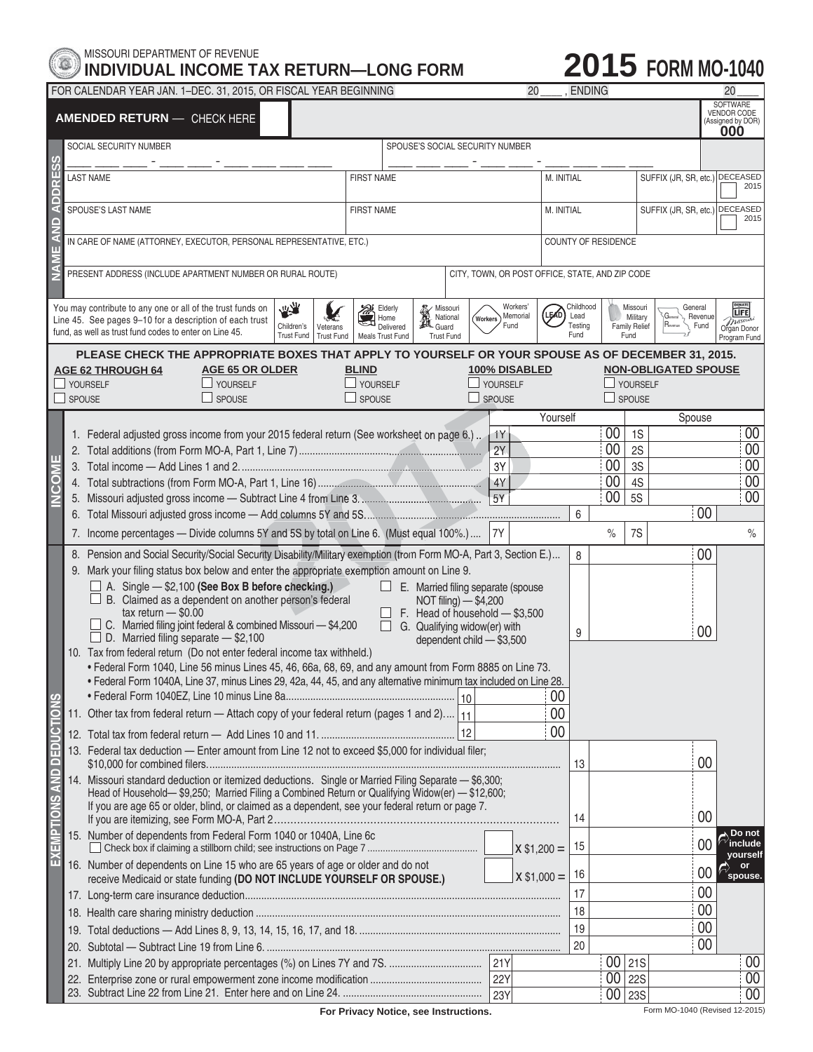MISSOURI DEPARTMENT OF REVENUE

# INDIVIDUAL INCOME TAX RETURN—LONG FORM

# 2015 FORM MO-1040

FOR CALENDAR YEAR JAN. 1–DEC. 31, 2015, OR FISCAL YEAR BEGINNING 20____, ENDING 20____

**AMENDED RETURN** — CHECK HERE ☐

SOFTWARE VENDOR CODE (Assigned by DOR) **000**

## NAME AND ADDRESS

| SOCIAL SECURITY NUMBER | | SPOUSE'S SOCIAL SECURITY NUMBER | | |
|---|---|---|---|---|
| LAST NAME | FIRST NAME | M. INITIAL | SUFFIX (JR, SR, etc.) | DECEASED 2015 ☐ |
| SPOUSE'S LAST NAME | FIRST NAME | M. INITIAL | SUFFIX (JR, SR, etc.) | DECEASED 2015 ☐ |
| IN CARE OF NAME (ATTORNEY, EXECUTOR, PERSONAL REPRESENTATIVE, ETC.) | | COUNTY OF RESIDENCE | | |
| PRESENT ADDRESS (INCLUDE APARTMENT NUMBER OR RURAL ROUTE) | | CITY, TOWN, OR POST OFFICE, STATE, AND ZIP CODE | | |

You may contribute to any one or all of the trust funds on Line 45. See pages 9–10 for a description of each trust fund, as well as trust fund codes to enter on Line 45.

Children's Trust Fund | Veterans Trust Fund | Elderly Home Delivered Meals Trust Fund | Missouri National Guard Trust Fund | Workers' Memorial Fund | Childhood Lead Testing Fund | Missouri Military Family Relief Fund | General Revenue Fund | Missouri Organ Donor Program Fund

**PLEASE CHECK THE APPROPRIATE BOXES THAT APPLY TO YOURSELF OR YOUR SPOUSE AS OF DECEMBER 31, 2015.**

| AGE 62 THROUGH 64 | AGE 65 OR OLDER | BLIND | 100% DISABLED | NON-OBLIGATED SPOUSE |
|---|---|---|---|---|
| ☐ YOURSELF | ☐ YOURSELF | ☐ YOURSELF | ☐ YOURSELF | ☐ YOURSELF |
| ☐ SPOUSE | ☐ SPOUSE | ☐ SPOUSE | ☐ SPOUSE | ☐ SPOUSE |

## INCOME

| Line | Description | | Yourself | | Spouse |
|---|---|---|---|---|---|
| 1. | Federal adjusted gross income from your 2015 federal return (See worksheet on page 6.) | 1Y | 00 | 1S | 00 |
| 2. | Total additions (from Form MO-A, Part 1, Line 7) | 2Y | 00 | 2S | 00 |
| 3. | Total income — Add Lines 1 and 2. | 3Y | 00 | 3S | 00 |
| 4. | Total subtractions (from Form MO-A, Part 1, Line 16) | 4Y | 00 | 4S | 00 |
| 5. | Missouri adjusted gross income — Subtract Line 4 from Line 3. | 5Y | 00 | 5S | 00 |
| 6. | Total Missouri adjusted gross income — Add columns 5Y and 5S. | 6 | 00 | | |
| 7. | Income percentages — Divide columns 5Y and 5S by total on Line 6. (Must equal 100%.) | 7Y | % | 7S | % |

## EXEMPTIONS AND DEDUCTIONS

8. Pension and Social Security/Social Security Disability/Military exemption (from Form MO-A, Part 3, Section E.) — 8 | 00

9. Mark your filing status box below and enter the appropriate exemption amount on Line 9. — 9 | 00

- ☐ A. Single — $2,100 **(See Box B before checking.)**
- ☐ B. Claimed as a dependent on another person's federal tax return — $0.00
- ☐ C. Married filing joint federal & combined Missouri — $4,200
- ☐ D. Married filing separate — $2,100
- ☐ E. Married filing separate (spouse NOT filing) — $4,200
- ☐ F. Head of household — $3,500
- ☐ G. Qualifying widow(er) with dependent child — $3,500

10. Tax from federal return (Do not enter federal income tax withheld.)
    - Federal Form 1040, Line 56 minus Lines 45, 46, 66a, 68, 69, and any amount from Form 8885 on Line 73.
    - Federal Form 1040A, Line 37, minus Lines 29, 42a, 44, 45, and any alternative minimum tax included on Line 28.
    - Federal Form 1040EZ, Line 10 minus Line 8a — 10 | 00

11. Other tax from federal return — Attach copy of your federal return (pages 1 and 2) — 11 | 00

12. Total tax from federal return — Add Lines 10 and 11. — 12 | 00

13. Federal tax deduction — Enter amount from Line 12 not to exceed $5,000 for individual filer; $10,000 for combined filers — 13 | 00

14. Missouri standard deduction or itemized deductions. Single or Married Filing Separate — $6,300; Head of Household— $9,250; Married Filing a Combined Return or Qualifying Widow(er) — $12,600; If you are age 65 or older, blind, or claimed as a dependent, see your federal return or page 7. If you are itemizing, see Form MO-A, Part 2 — 14 | 00

15. Number of dependents from Federal Form 1040 or 1040A, Line 6c ☐ Check box if claiming a stillborn child; see instructions on Page 7 — ____ X $1,200 = 15 | 00 (**Do not include yourself or spouse.**)

16. Number of dependents on Line 15 who are 65 years of age or older and do not receive Medicaid or state funding **(DO NOT INCLUDE YOURSELF OR SPOUSE.)** — ____ X $1,000 = 16 | 00

17. Long-term care insurance deduction — 17 | 00

18. Health care sharing ministry deduction — 18 | 00

19. Total deductions — Add Lines 8, 9, 13, 14, 15, 16, 17, and 18. — 19 | 00

20. Subtotal — Subtract Line 19 from Line 6. — 20 | 00

| Line | Description | | Yourself | | Spouse |
|---|---|---|---|---|---|
| 21. | Multiply Line 20 by appropriate percentages (%) on Lines 7Y and 7S. | 21Y | 00 | 21S | 00 |
| 22. | Enterprise zone or rural empowerment zone income modification | 22Y | 00 | 22S | 00 |
| 23. | Subtract Line 22 from Line 21. Enter here and on Line 24. | 23Y | 00 | 23S | 00 |

For Privacy Notice, see Instructions.

Form MO-1040 (Revised 12-2015)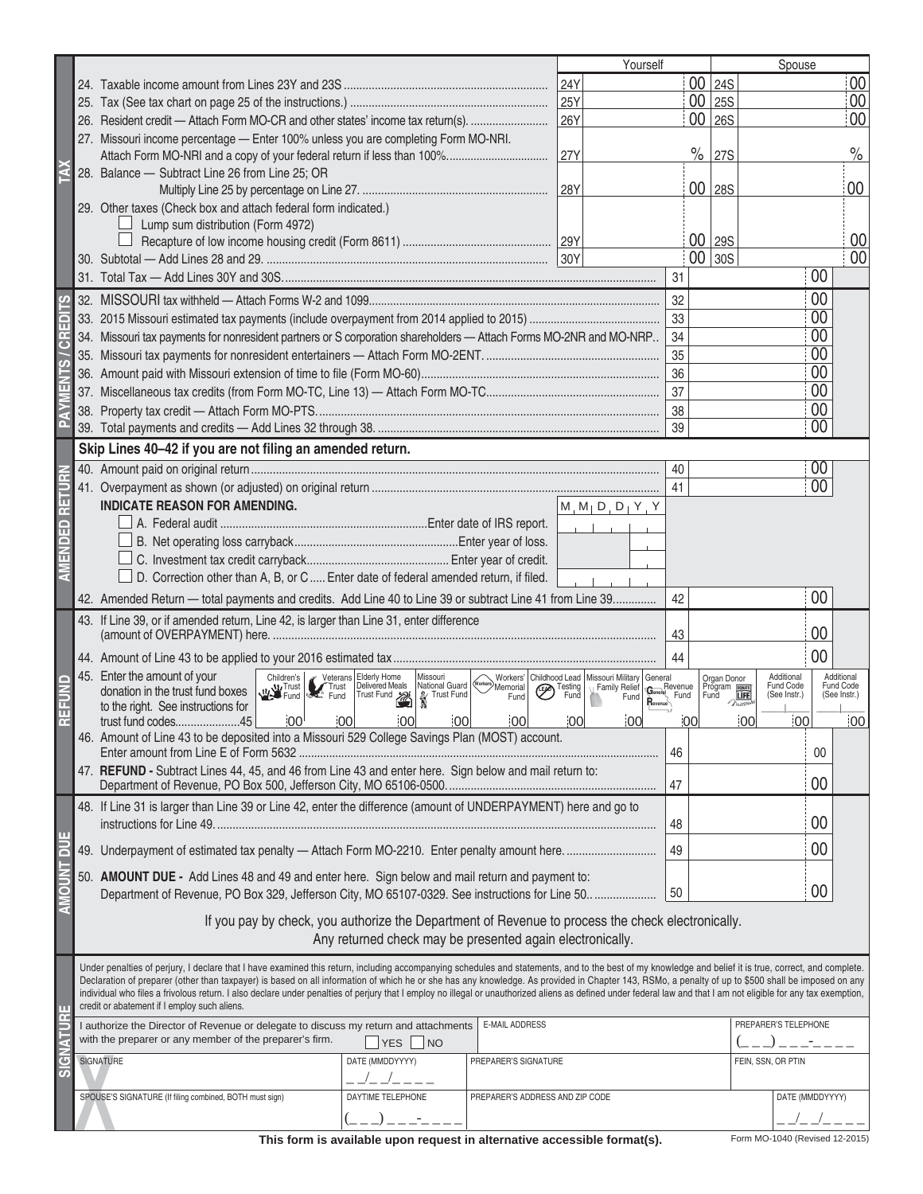## TAX

| | Yourself | | Spouse | |
|---|---|---|---|---|
| 24. Taxable income amount from Lines 23Y and 23S | 24Y | 00 | 24S | 00 |
| 25. Tax (See tax chart on page 25 of the instructions.) | 25Y | 00 | 25S | 00 |
| 26. Resident credit — Attach Form MO-CR and other states' income tax return(s). | 26Y | 00 | 26S | 00 |
| 27. Missouri income percentage — Enter 100% unless you are completing Form MO-NRI. Attach Form MO-NRI and a copy of your federal return if less than 100%. | 27Y | % | 27S | % |
| 28. Balance — Subtract Line 26 from Line 25; OR Multiply Line 25 by percentage on Line 27. | 28Y | 00 | 28S | 00 |
| 29. Other taxes (Check box and attach federal form indicated.) ☐ Lump sum distribution (Form 4972) ☐ Recapture of low income housing credit (Form 8611) | 29Y | 00 | 29S | 00 |
| 30. Subtotal — Add Lines 28 and 29. | 30Y | 00 | 30S | 00 |

31. Total Tax — Add Lines 30Y and 30S. | 31 | 00

## PAYMENTS / CREDITS

| | | |
|---|---|---|
| 32. MISSOURI tax withheld — Attach Forms W-2 and 1099. | 32 | 00 |
| 33. 2015 Missouri estimated tax payments (include overpayment from 2014 applied to 2015) | 33 | 00 |
| 34. Missouri tax payments for nonresident partners or S corporation shareholders — Attach Forms MO-2NR and MO-NRP. | 34 | 00 |
| 35. Missouri tax payments for nonresident entertainers — Attach Form MO-2ENT. | 35 | 00 |
| 36. Amount paid with Missouri extension of time to file (Form MO-60) | 36 | 00 |
| 37. Miscellaneous tax credits (from Form MO-TC, Line 13) — Attach Form MO-TC. | 37 | 00 |
| 38. Property tax credit — Attach Form MO-PTS. | 38 | 00 |
| 39. Total payments and credits — Add Lines 32 through 38. | 39 | 00 |

## AMENDED RETURN

**Skip Lines 40–42 if you are not filing an amended return.**

| | | |
|---|---|---|
| 40. Amount paid on original return | 40 | 00 |
| 41. Overpayment as shown (or adjusted) on original return | 41 | 00 |

**INDICATE REASON FOR AMENDING.** M M D D Y Y

- ☐ A. Federal audit ...Enter date of IRS report.
- ☐ B. Net operating loss carryback ...Enter year of loss.
- ☐ C. Investment tax credit carryback ... Enter year of credit.
- ☐ D. Correction other than A, B, or C ..... Enter date of federal amended return, if filed.

42. Amended Return — total payments and credits. Add Line 40 to Line 39 or subtract Line 41 from Line 39. | 42 | 00

## REFUND

| | | |
|---|---|---|
| 43. If Line 39, or if amended return, Line 42, is larger than Line 31, enter difference (amount of OVERPAYMENT) here. | 43 | 00 |
| 44. Amount of Line 43 to be applied to your 2016 estimated tax | 44 | 00 |

45. Enter the amount of your donation in the trust fund boxes to the right. See instructions for trust fund codes.....45

| Children's Trust Fund | Veterans Trust Fund | Elderly Home Delivered Meals Trust Fund | Missouri National Guard Trust Fund | Workers' Memorial Fund | Childhood Lead Testing Fund | Missouri Military Family Relief Fund | General Revenue Fund | Organ Donor Program Fund | Additional Fund Code (See Instr.) | Additional Fund Code (See Instr.) |
|---|---|---|---|---|---|---|---|---|---|---|
| 00 | 00 | 00 | 00 | 00 | 00 | 00 | 00 | 00 | 00 | 00 |

| | | |
|---|---|---|
| 46. Amount of Line 43 to be deposited into a Missouri 529 College Savings Plan (MOST) account. Enter amount from Line E of Form 5632 | 46 | 00 |
| 47. **REFUND** - Subtract Lines 44, 45, and 46 from Line 43 and enter here. Sign below and mail return to: Department of Revenue, PO Box 500, Jefferson City, MO 65106-0500. | 47 | 00 |

## AMOUNT DUE

| | | |
|---|---|---|
| 48. If Line 31 is larger than Line 39 or Line 42, enter the difference (amount of UNDERPAYMENT) here and go to instructions for Line 49. | 48 | 00 |
| 49. Underpayment of estimated tax penalty — Attach Form MO-2210. Enter penalty amount here. | 49 | 00 |
| 50. **AMOUNT DUE** - Add Lines 48 and 49 and enter here. Sign below and mail return and payment to: Department of Revenue, PO Box 329, Jefferson City, MO 65107-0329. See instructions for Line 50. | 50 | 00 |

If you pay by check, you authorize the Department of Revenue to process the check electronically. Any returned check may be presented again electronically.

## SIGNATURE

Under penalties of perjury, I declare that I have examined this return, including accompanying schedules and statements, and to the best of my knowledge and belief it is true, correct, and complete. Declaration of preparer (other than taxpayer) is based on all information of which he or she has any knowledge. As provided in Chapter 143, RSMo, a penalty of up to $500 shall be imposed on any individual who files a frivolous return. I also declare under penalties of perjury that I employ no illegal or unauthorized aliens as defined under federal law and that I am not eligible for any tax exemption, credit or abatement if I employ such aliens.

| | | | |
|---|---|---|---|
| I authorize the Director of Revenue or delegate to discuss my return and attachments with the preparer or any member of the preparer's firm. ☐ YES ☐ NO | | E-MAIL ADDRESS | PREPARER'S TELEPHONE (___) ___-____ |
| SIGNATURE | DATE (MMDDYYYY) __/__/____ | PREPARER'S SIGNATURE | FEIN, SSN, OR PTIN |
| SPOUSE'S SIGNATURE (If filing combined, BOTH must sign) | DAYTIME TELEPHONE (___) ___-____ | PREPARER'S ADDRESS AND ZIP CODE | DATE (MMDDYYYY) __/__/____ |

**This form is available upon request in alternative accessible format(s).**

Form MO-1040 (Revised 12-2015)